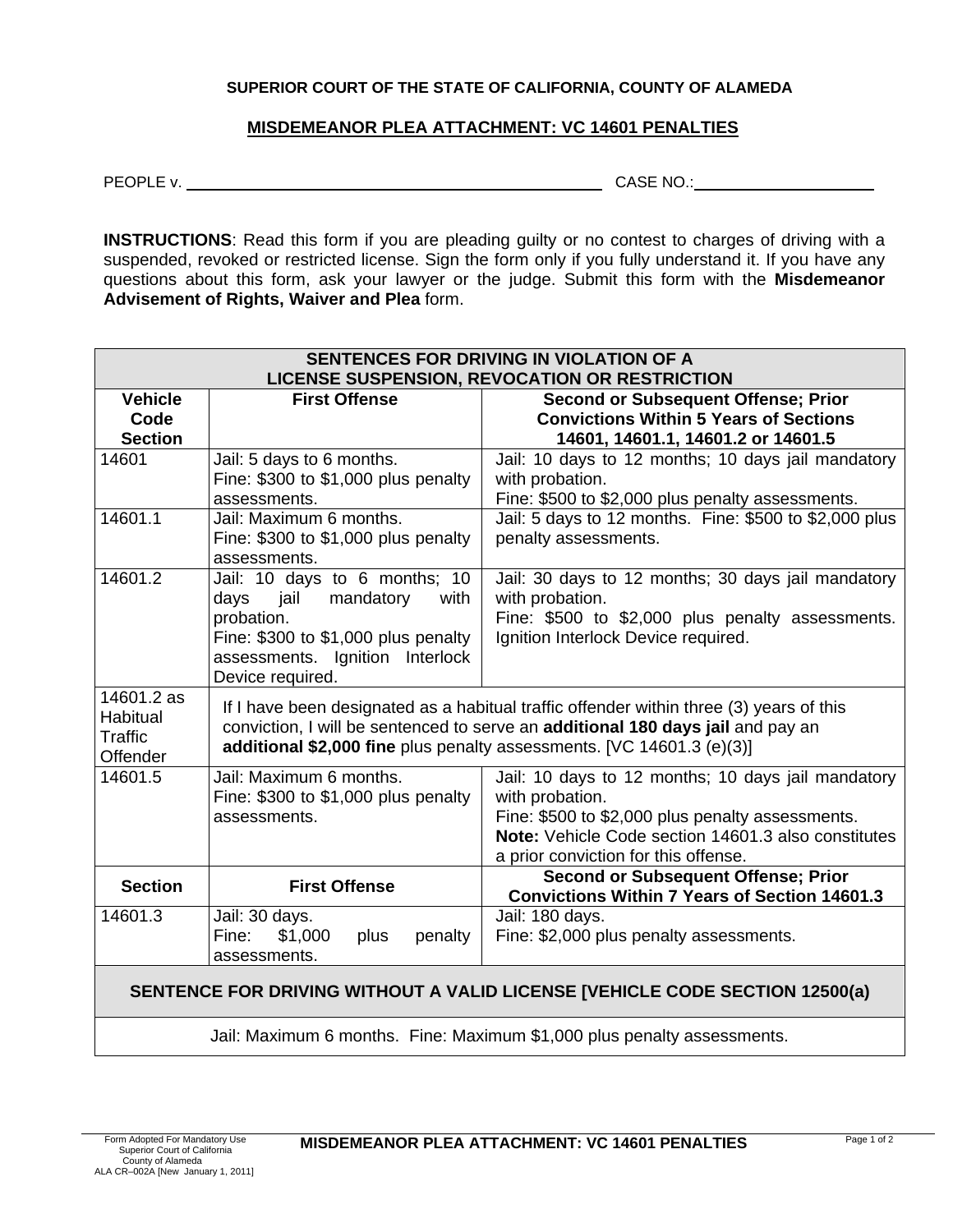**SUPERIOR COURT OF THE STATE OF CALIFORNIA, COUNTY OF ALAMEDA**

## MISDEMEANOR PLEA ATTACHMENT: VC 14601 PENALTIES

PEOPLE v. ______________________________ CASE NO.: ____________________

**INSTRUCTIONS**: Read this form if you are pleading guilty or no contest to charges of driving with a suspended, revoked or restricted license. Sign the form only if you fully understand it. If you have any questions about this form, ask your lawyer or the judge. Submit this form with the **Misdemeanor Advisement of Rights, Waiver and Plea** form.

| **SENTENCES FOR DRIVING IN VIOLATION OF A LICENSE SUSPENSION, REVOCATION OR RESTRICTION** | | |
|---|---|---|
| **Vehicle Code Section** | **First Offense** | **Second or Subsequent Offense; Prior Convictions Within 5 Years of Sections 14601, 14601.1, 14601.2 or 14601.5** |
| 14601 | Jail: 5 days to 6 months. Fine: $300 to $1,000 plus penalty assessments. | Jail: 10 days to 12 months; 10 days jail mandatory with probation. Fine: $500 to $2,000 plus penalty assessments. |
| 14601.1 | Jail: Maximum 6 months. Fine: $300 to $1,000 plus penalty assessments. | Jail: 5 days to 12 months. Fine: $500 to $2,000 plus penalty assessments. |
| 14601.2 | Jail: 10 days to 6 months; 10 days jail mandatory with probation. Fine: $300 to $1,000 plus penalty assessments. Ignition Interlock Device required. | Jail: 30 days to 12 months; 30 days jail mandatory with probation. Fine: $500 to $2,000 plus penalty assessments. Ignition Interlock Device required. |
| 14601.2 as Habitual Traffic Offender | If I have been designated as a habitual traffic offender within three (3) years of this conviction, I will be sentenced to serve an **additional 180 days jail** and pay an **additional $2,000 fine** plus penalty assessments. [VC 14601.3 (e)(3)] | |
| 14601.5 | Jail: Maximum 6 months. Fine: $300 to $1,000 plus penalty assessments. | Jail: 10 days to 12 months; 10 days jail mandatory with probation. Fine: $500 to $2,000 plus penalty assessments. **Note:** Vehicle Code section 14601.3 also constitutes a prior conviction for this offense. |
| **Section** | **First Offense** | **Second or Subsequent Offense; Prior Convictions Within 7 Years of Section 14601.3** |
| 14601.3 | Jail: 30 days. Fine: $1,000 plus penalty assessments. | Jail: 180 days. Fine: $2,000 plus penalty assessments. |
| **SENTENCE FOR DRIVING WITHOUT A VALID LICENSE [VEHICLE CODE SECTION 12500(a)** | | |
| Jail: Maximum 6 months. Fine: Maximum $1,000 plus penalty assessments. | | |

Form Adopted For Mandatory Use
Superior Court of California
County of Alameda
ALA CR–002A [New January 1, 2011]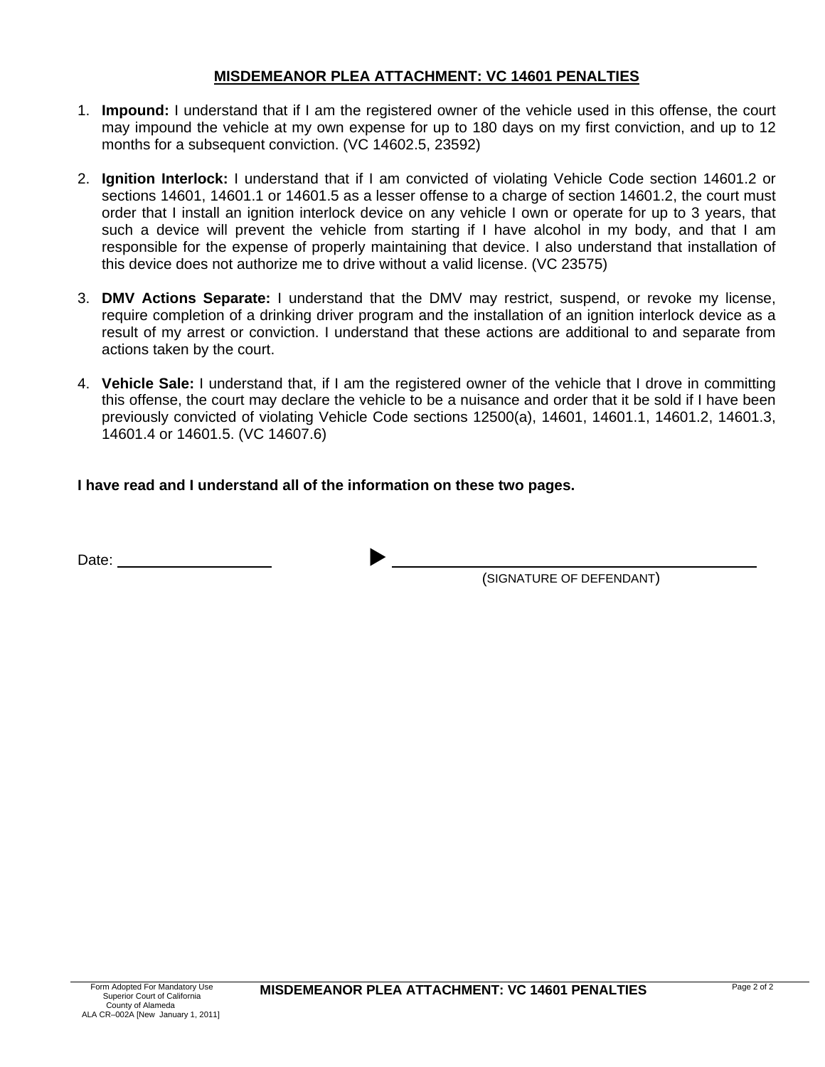## MISDEMEANOR PLEA ATTACHMENT: VC 14601 PENALTIES

1. **Impound:** I understand that if I am the registered owner of the vehicle used in this offense, the court may impound the vehicle at my own expense for up to 180 days on my first conviction, and up to 12 months for a subsequent conviction. (VC 14602.5, 23592)

2. **Ignition Interlock:** I understand that if I am convicted of violating Vehicle Code section 14601.2 or sections 14601, 14601.1 or 14601.5 as a lesser offense to a charge of section 14601.2, the court must order that I install an ignition interlock device on any vehicle I own or operate for up to 3 years, that such a device will prevent the vehicle from starting if I have alcohol in my body, and that I am responsible for the expense of properly maintaining that device. I also understand that installation of this device does not authorize me to drive without a valid license. (VC 23575)

3. **DMV Actions Separate:** I understand that the DMV may restrict, suspend, or revoke my license, require completion of a drinking driver program and the installation of an ignition interlock device as a result of my arrest or conviction. I understand that these actions are additional to and separate from actions taken by the court.

4. **Vehicle Sale:** I understand that, if I am the registered owner of the vehicle that I drove in committing this offense, the court may declare the vehicle to be a nuisance and order that it be sold if I have been previously convicted of violating Vehicle Code sections 12500(a), 14601, 14601.1, 14601.2, 14601.3, 14601.4 or 14601.5. (VC 14607.6)

**I have read and I understand all of the information on these two pages.**

Date: ____________________ ▶ ____________________________________________

(SIGNATURE OF DEFENDANT)

Form Adopted For Mandatory Use
Superior Court of California
County of Alameda
ALA CR–002A [New January 1, 2011]